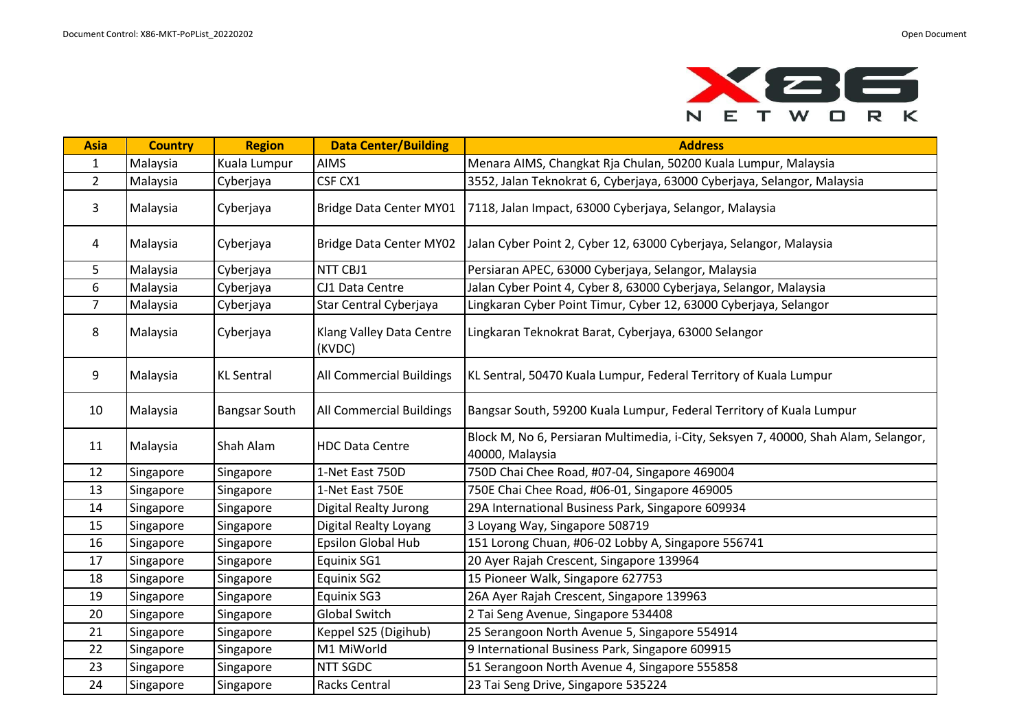| Asia | Country | Region | Data Center/Building | Address |
|---|---|---|---|---|
| 1 | Malaysia | Kuala Lumpur | AIMS | Menara AIMS, Changkat Rja Chulan, 50200 Kuala Lumpur, Malaysia |
| 2 | Malaysia | Cyberjaya | CSF CX1 | 3552, Jalan Teknokrat 6, Cyberjaya, 63000 Cyberjaya, Selangor, Malaysia |
| 3 | Malaysia | Cyberjaya | Bridge Data Center MY01 | 7118, Jalan Impact, 63000 Cyberjaya, Selangor, Malaysia |
| 4 | Malaysia | Cyberjaya | Bridge Data Center MY02 | Jalan Cyber Point 2, Cyber 12, 63000 Cyberjaya, Selangor, Malaysia |
| 5 | Malaysia | Cyberjaya | NTT CBJ1 | Persiaran APEC, 63000 Cyberjaya, Selangor, Malaysia |
| 6 | Malaysia | Cyberjaya | CJ1 Data Centre | Jalan Cyber Point 4, Cyber 8, 63000 Cyberjaya, Selangor, Malaysia |
| 7 | Malaysia | Cyberjaya | Star Central Cyberjaya | Lingkaran Cyber Point Timur, Cyber 12, 63000 Cyberjaya, Selangor |
| 8 | Malaysia | Cyberjaya | Klang Valley Data Centre (KVDC) | Lingkaran Teknokrat Barat, Cyberjaya, 63000 Selangor |
| 9 | Malaysia | KL Sentral | All Commercial Buildings | KL Sentral, 50470 Kuala Lumpur, Federal Territory of Kuala Lumpur |
| 10 | Malaysia | Bangsar South | All Commercial Buildings | Bangsar South, 59200 Kuala Lumpur, Federal Territory of Kuala Lumpur |
| 11 | Malaysia | Shah Alam | HDC Data Centre | Block M, No 6, Persiaran Multimedia, i-City, Seksyen 7, 40000, Shah Alam, Selangor, 40000, Malaysia |
| 12 | Singapore | Singapore | 1-Net East 750D | 750D Chai Chee Road, #07-04, Singapore 469004 |
| 13 | Singapore | Singapore | 1-Net East 750E | 750E Chai Chee Road, #06-01, Singapore 469005 |
| 14 | Singapore | Singapore | Digital Realty Jurong | 29A International Business Park, Singapore 609934 |
| 15 | Singapore | Singapore | Digital Realty Loyang | 3 Loyang Way, Singapore 508719 |
| 16 | Singapore | Singapore | Epsilon Global Hub | 151 Lorong Chuan, #06-02 Lobby A, Singapore 556741 |
| 17 | Singapore | Singapore | Equinix SG1 | 20 Ayer Rajah Crescent, Singapore 139964 |
| 18 | Singapore | Singapore | Equinix SG2 | 15 Pioneer Walk, Singapore 627753 |
| 19 | Singapore | Singapore | Equinix SG3 | 26A Ayer Rajah Crescent, Singapore 139963 |
| 20 | Singapore | Singapore | Global Switch | 2 Tai Seng Avenue, Singapore 534408 |
| 21 | Singapore | Singapore | Keppel S25 (Digihub) | 25 Serangoon North Avenue 5, Singapore 554914 |
| 22 | Singapore | Singapore | M1 MiWorld | 9 International Business Park, Singapore 609915 |
| 23 | Singapore | Singapore | NTT SGDC | 51 Serangoon North Avenue 4, Singapore 555858 |
| 24 | Singapore | Singapore | Racks Central | 23 Tai Seng Drive, Singapore 535224 |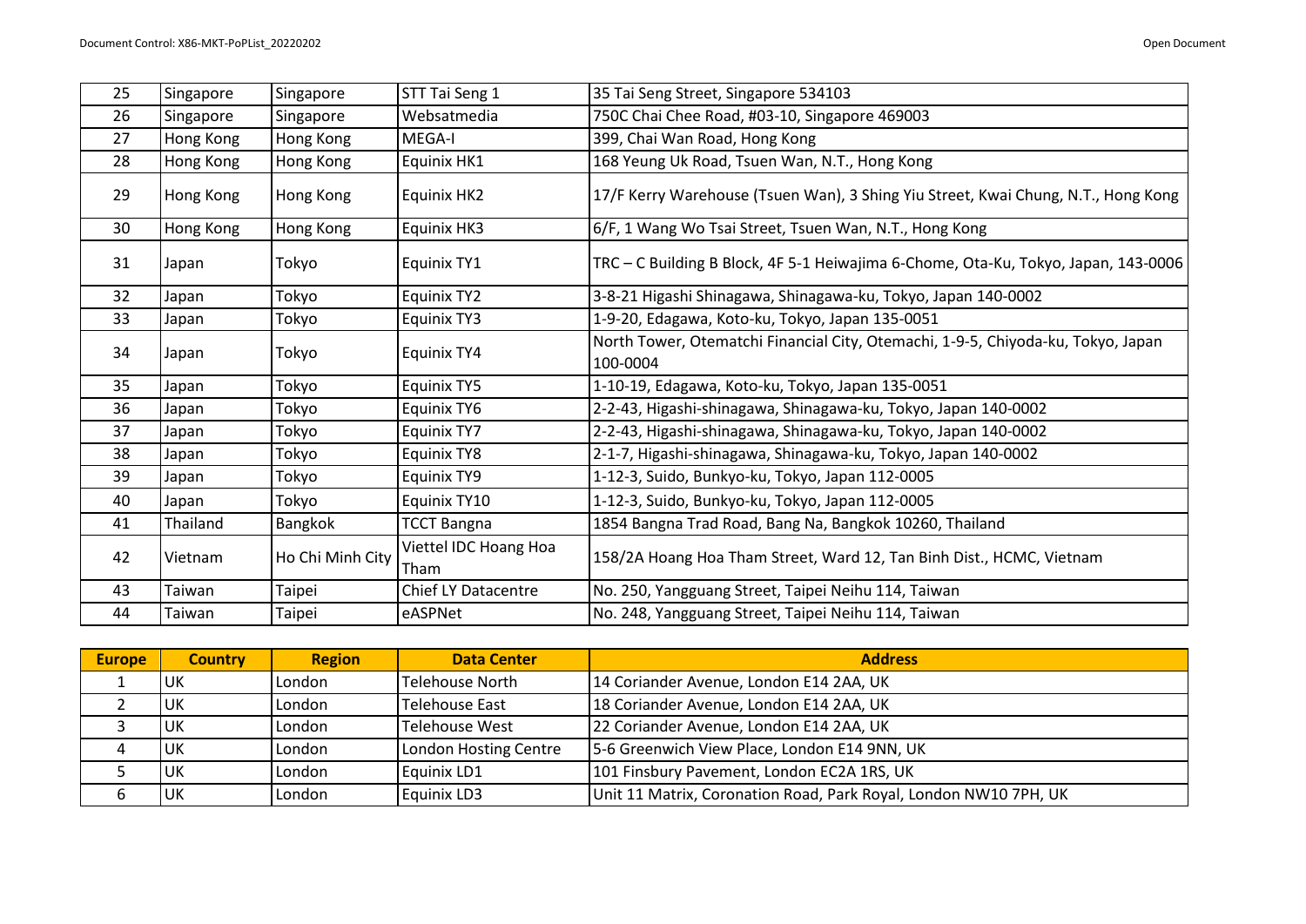| | | | | |
|---|---|---|---|---|
| 25 | Singapore | Singapore | STT Tai Seng 1 | 35 Tai Seng Street, Singapore 534103 |
| 26 | Singapore | Singapore | Websatmedia | 750C Chai Chee Road, #03-10, Singapore 469003 |
| 27 | Hong Kong | Hong Kong | MEGA-I | 399, Chai Wan Road, Hong Kong |
| 28 | Hong Kong | Hong Kong | Equinix HK1 | 168 Yeung Uk Road, Tsuen Wan, N.T., Hong Kong |
| 29 | Hong Kong | Hong Kong | Equinix HK2 | 17/F Kerry Warehouse (Tsuen Wan), 3 Shing Yiu Street, Kwai Chung, N.T., Hong Kong |
| 30 | Hong Kong | Hong Kong | Equinix HK3 | 6/F, 1 Wang Wo Tsai Street, Tsuen Wan, N.T., Hong Kong |
| 31 | Japan | Tokyo | Equinix TY1 | TRC – C Building B Block, 4F 5-1 Heiwajima 6-Chome, Ota-Ku, Tokyo, Japan, 143-0006 |
| 32 | Japan | Tokyo | Equinix TY2 | 3-8-21 Higashi Shinagawa, Shinagawa-ku, Tokyo, Japan 140-0002 |
| 33 | Japan | Tokyo | Equinix TY3 | 1-9-20, Edagawa, Koto-ku, Tokyo, Japan 135-0051 |
| 34 | Japan | Tokyo | Equinix TY4 | North Tower, Otematchi Financial City, Otemachi, 1-9-5, Chiyoda-ku, Tokyo, Japan 100-0004 |
| 35 | Japan | Tokyo | Equinix TY5 | 1-10-19, Edagawa, Koto-ku, Tokyo, Japan 135-0051 |
| 36 | Japan | Tokyo | Equinix TY6 | 2-2-43, Higashi-shinagawa, Shinagawa-ku, Tokyo, Japan 140-0002 |
| 37 | Japan | Tokyo | Equinix TY7 | 2-2-43, Higashi-shinagawa, Shinagawa-ku, Tokyo, Japan 140-0002 |
| 38 | Japan | Tokyo | Equinix TY8 | 2-1-7, Higashi-shinagawa, Shinagawa-ku, Tokyo, Japan 140-0002 |
| 39 | Japan | Tokyo | Equinix TY9 | 1-12-3, Suido, Bunkyo-ku, Tokyo, Japan 112-0005 |
| 40 | Japan | Tokyo | Equinix TY10 | 1-12-3, Suido, Bunkyo-ku, Tokyo, Japan 112-0005 |
| 41 | Thailand | Bangkok | TCCT Bangna | 1854 Bangna Trad Road, Bang Na, Bangkok 10260, Thailand |
| 42 | Vietnam | Ho Chi Minh City | Viettel IDC Hoang Hoa Tham | 158/2A Hoang Hoa Tham Street, Ward 12, Tan Binh Dist., HCMC, Vietnam |
| 43 | Taiwan | Taipei | Chief LY Datacentre | No. 250, Yangguang Street, Taipei Neihu 114, Taiwan |
| 44 | Taiwan | Taipei | eASPNet | No. 248, Yangguang Street, Taipei Neihu 114, Taiwan |

| Europe | Country | Region | Data Center | Address |
|---|---|---|---|---|
| 1 | UK | London | Telehouse North | 14 Coriander Avenue, London E14 2AA, UK |
| 2 | UK | London | Telehouse East | 18 Coriander Avenue, London E14 2AA, UK |
| 3 | UK | London | Telehouse West | 22 Coriander Avenue, London E14 2AA, UK |
| 4 | UK | London | London Hosting Centre | 5-6 Greenwich View Place, London E14 9NN, UK |
| 5 | UK | London | Equinix LD1 | 101 Finsbury Pavement, London EC2A 1RS, UK |
| 6 | UK | London | Equinix LD3 | Unit 11 Matrix, Coronation Road, Park Royal, London NW10 7PH, UK |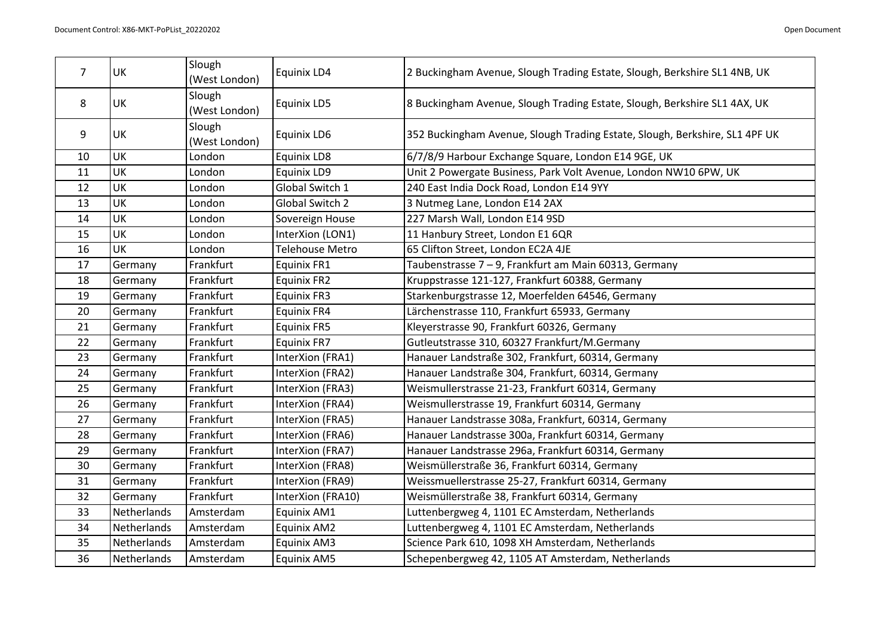| 7 | UK | Slough (West London) | Equinix LD4 | 2 Buckingham Avenue, Slough Trading Estate, Slough, Berkshire SL1 4NB, UK |
|---|---|---|---|---|
| 8 | UK | Slough (West London) | Equinix LD5 | 8 Buckingham Avenue, Slough Trading Estate, Slough, Berkshire SL1 4AX, UK |
| 9 | UK | Slough (West London) | Equinix LD6 | 352 Buckingham Avenue, Slough Trading Estate, Slough, Berkshire, SL1 4PF UK |
| 10 | UK | London | Equinix LD8 | 6/7/8/9 Harbour Exchange Square, London E14 9GE, UK |
| 11 | UK | London | Equinix LD9 | Unit 2 Powergate Business, Park Volt Avenue, London NW10 6PW, UK |
| 12 | UK | London | Global Switch 1 | 240 East India Dock Road, London E14 9YY |
| 13 | UK | London | Global Switch 2 | 3 Nutmeg Lane, London E14 2AX |
| 14 | UK | London | Sovereign House | 227 Marsh Wall, London E14 9SD |
| 15 | UK | London | InterXion (LON1) | 11 Hanbury Street, London E1 6QR |
| 16 | UK | London | Telehouse Metro | 65 Clifton Street, London EC2A 4JE |
| 17 | Germany | Frankfurt | Equinix FR1 | Taubenstrasse 7 – 9, Frankfurt am Main 60313, Germany |
| 18 | Germany | Frankfurt | Equinix FR2 | Kruppstrasse 121-127, Frankfurt 60388, Germany |
| 19 | Germany | Frankfurt | Equinix FR3 | Starkenburgstrasse 12, Moerfelden 64546, Germany |
| 20 | Germany | Frankfurt | Equinix FR4 | Lärchenstrasse 110, Frankfurt 65933, Germany |
| 21 | Germany | Frankfurt | Equinix FR5 | Kleyerstrasse 90, Frankfurt 60326, Germany |
| 22 | Germany | Frankfurt | Equinix FR7 | Gutleutstrasse 310, 60327 Frankfurt/M.Germany |
| 23 | Germany | Frankfurt | InterXion (FRA1) | Hanauer Landstraße 302, Frankfurt, 60314, Germany |
| 24 | Germany | Frankfurt | InterXion (FRA2) | Hanauer Landstraße 304, Frankfurt, 60314, Germany |
| 25 | Germany | Frankfurt | InterXion (FRA3) | Weismullerstrasse 21-23, Frankfurt 60314, Germany |
| 26 | Germany | Frankfurt | InterXion (FRA4) | Weismullerstrasse 19, Frankfurt 60314, Germany |
| 27 | Germany | Frankfurt | InterXion (FRA5) | Hanauer Landstrasse 308a, Frankfurt, 60314, Germany |
| 28 | Germany | Frankfurt | InterXion (FRA6) | Hanauer Landstrasse 300a, Frankfurt 60314, Germany |
| 29 | Germany | Frankfurt | InterXion (FRA7) | Hanauer Landstrasse 296a, Frankfurt 60314, Germany |
| 30 | Germany | Frankfurt | InterXion (FRA8) | Weismüllerstraße 36, Frankfurt 60314, Germany |
| 31 | Germany | Frankfurt | InterXion (FRA9) | Weissmuellerstrasse 25-27, Frankfurt 60314, Germany |
| 32 | Germany | Frankfurt | InterXion (FRA10) | Weismüllerstraße 38, Frankfurt 60314, Germany |
| 33 | Netherlands | Amsterdam | Equinix AM1 | Luttenbergweg 4, 1101 EC Amsterdam, Netherlands |
| 34 | Netherlands | Amsterdam | Equinix AM2 | Luttenbergweg 4, 1101 EC Amsterdam, Netherlands |
| 35 | Netherlands | Amsterdam | Equinix AM3 | Science Park 610, 1098 XH Amsterdam, Netherlands |
| 36 | Netherlands | Amsterdam | Equinix AM5 | Schepenbergweg 42, 1105 AT Amsterdam, Netherlands |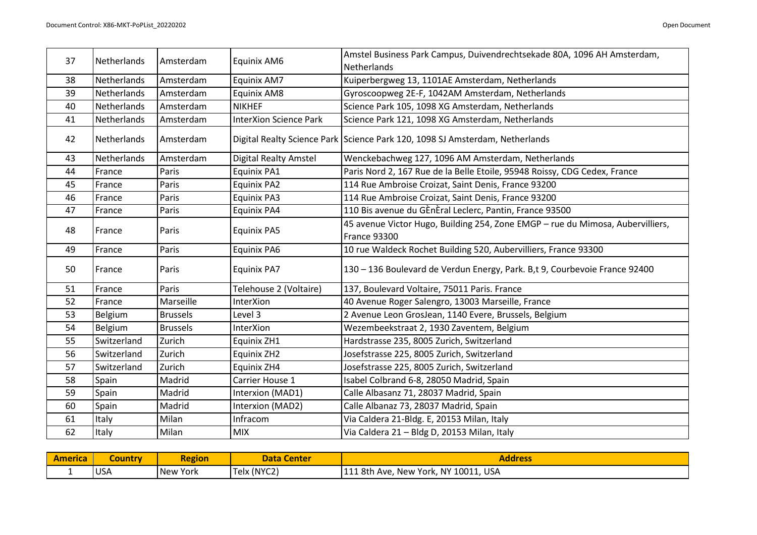| | | | | |
|---|---|---|---|---|
| 37 | Netherlands | Amsterdam | Equinix AM6 | Amstel Business Park Campus, Duivendrechtsekade 80A, 1096 AH Amsterdam, Netherlands |
| 38 | Netherlands | Amsterdam | Equinix AM7 | Kuiperbergweg 13, 1101AE Amsterdam, Netherlands |
| 39 | Netherlands | Amsterdam | Equinix AM8 | Gyroscoopweg 2E-F, 1042AM Amsterdam, Netherlands |
| 40 | Netherlands | Amsterdam | NIKHEF | Science Park 105, 1098 XG Amsterdam, Netherlands |
| 41 | Netherlands | Amsterdam | InterXion Science Park | Science Park 121, 1098 XG Amsterdam, Netherlands |
| 42 | Netherlands | Amsterdam | Digital Realty Science Park | Science Park 120, 1098 SJ Amsterdam, Netherlands |
| 43 | Netherlands | Amsterdam | Digital Realty Amstel | Wenckebachweg 127, 1096 AM Amsterdam, Netherlands |
| 44 | France | Paris | Equinix PA1 | Paris Nord 2, 167 Rue de la Belle Etoile, 95948 Roissy, CDG Cedex, France |
| 45 | France | Paris | Equinix PA2 | 114 Rue Ambroise Croizat, Saint Denis, France 93200 |
| 46 | France | Paris | Equinix PA3 | 114 Rue Ambroise Croizat, Saint Denis, France 93200 |
| 47 | France | Paris | Equinix PA4 | 110 Bis avenue du GÈnÈral Leclerc, Pantin, France 93500 |
| 48 | France | Paris | Equinix PA5 | 45 avenue Victor Hugo, Building 254, Zone EMGP – rue du Mimosa, Aubervilliers, France 93300 |
| 49 | France | Paris | Equinix PA6 | 10 rue Waldeck Rochet Building 520, Aubervilliers, France 93300 |
| 50 | France | Paris | Equinix PA7 | 130 – 136 Boulevard de Verdun Energy, Park. B,t 9, Courbevoie France 92400 |
| 51 | France | Paris | Telehouse 2 (Voltaire) | 137, Boulevard Voltaire, 75011 Paris. France |
| 52 | France | Marseille | InterXion | 40 Avenue Roger Salengro, 13003 Marseille, France |
| 53 | Belgium | Brussels | Level 3 | 2 Avenue Leon GrosJean, 1140 Evere, Brussels, Belgium |
| 54 | Belgium | Brussels | InterXion | Wezembeekstraat 2, 1930 Zaventem, Belgium |
| 55 | Switzerland | Zurich | Equinix ZH1 | Hardstrasse 235, 8005 Zurich, Switzerland |
| 56 | Switzerland | Zurich | Equinix ZH2 | Josefstrasse 225, 8005 Zurich, Switzerland |
| 57 | Switzerland | Zurich | Equinix ZH4 | Josefstrasse 225, 8005 Zurich, Switzerland |
| 58 | Spain | Madrid | Carrier House 1 | Isabel Colbrand 6-8, 28050 Madrid, Spain |
| 59 | Spain | Madrid | Interxion (MAD1) | Calle Albasanz 71, 28037 Madrid, Spain |
| 60 | Spain | Madrid | Interxion (MAD2) | Calle Albanaz 73, 28037 Madrid, Spain |
| 61 | Italy | Milan | Infracom | Via Caldera 21-Bldg. E, 20153 Milan, Italy |
| 62 | Italy | Milan | MIX | Via Caldera 21 – Bldg D, 20153 Milan, Italy |

| America | Country | Region | Data Center | Address |
|---|---|---|---|---|
| 1 | USA | New York | Telx (NYC2) | 111 8th Ave, New York, NY 10011, USA |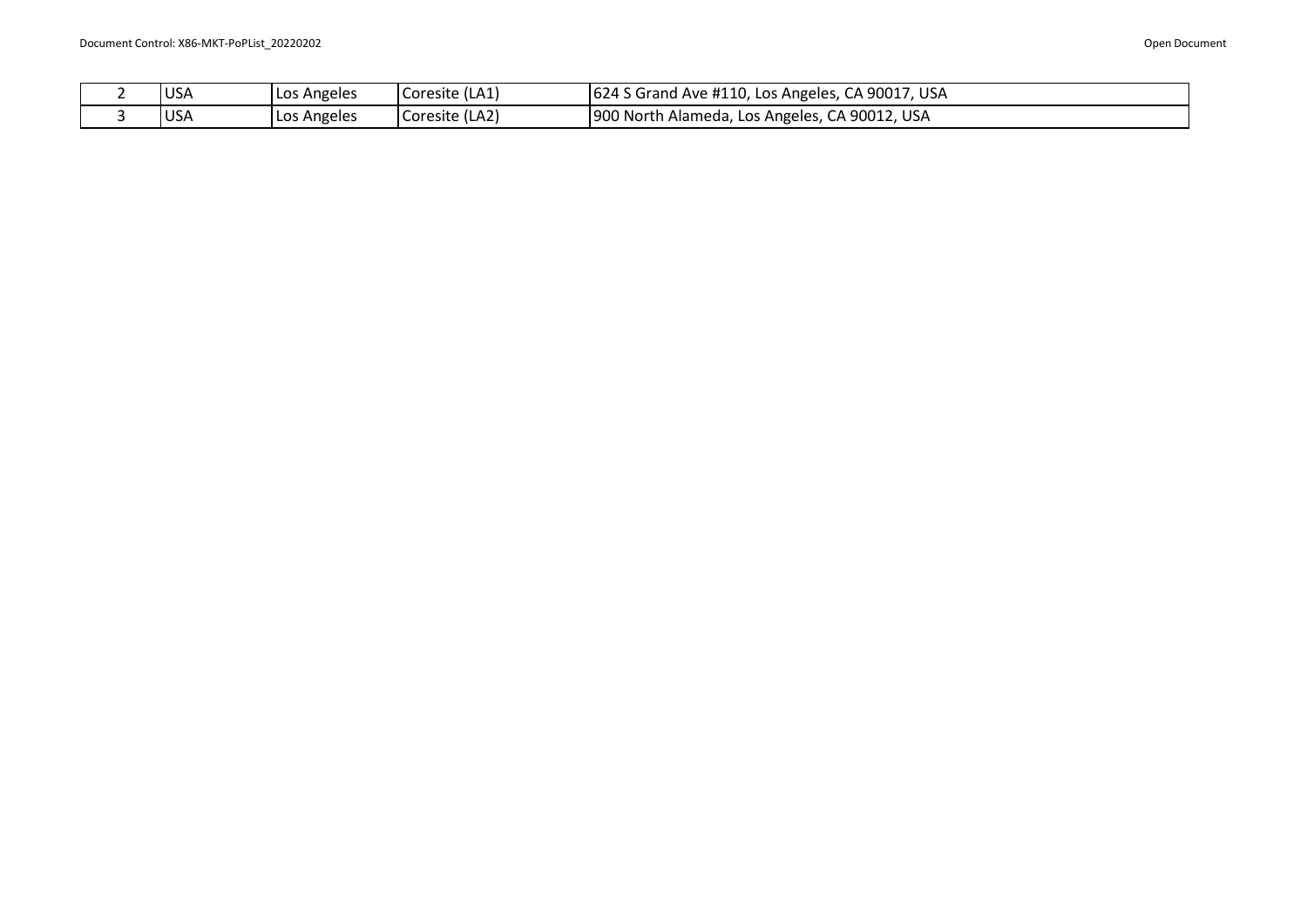| | | | | |
|---|---|---|---|---|
| 2 | USA | Los Angeles | Coresite (LA1) | 624 S Grand Ave #110, Los Angeles, CA 90017, USA |
| 3 | USA | Los Angeles | Coresite (LA2) | 900 North Alameda, Los Angeles, CA 90012, USA |